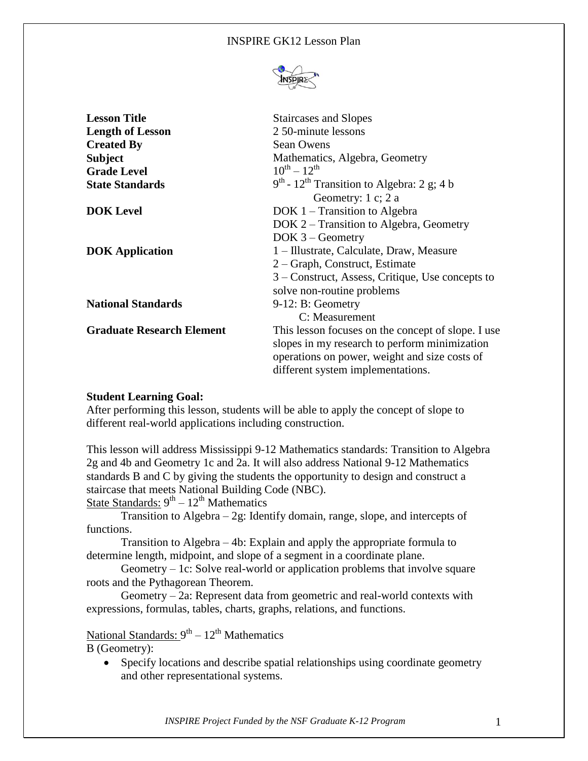| | |
|---|---|
| **Lesson Title** | Staircases and Slopes |
| **Length of Lesson** | 2 50-minute lessons |
| **Created By** | Sean Owens |
| **Subject** | Mathematics, Algebra, Geometry |
| **Grade Level** | $10^{th} – 12^{th}$ |
| **State Standards** | $9^{th}$ - $12^{th}$ Transition to Algebra: 2 g; 4 b<br>Geometry: 1 c; 2 a |
| **DOK Level** | DOK 1 – Transition to Algebra<br>DOK 2 – Transition to Algebra, Geometry<br>DOK 3 – Geometry |
| **DOK Application** | 1 – Illustrate, Calculate, Draw, Measure<br>2 – Graph, Construct, Estimate<br>3 – Construct, Assess, Critique, Use concepts to solve non-routine problems |
| **National Standards** | 9-12: B: Geometry<br>C: Measurement |
| **Graduate Research Element** | This lesson focuses on the concept of slope. I use slopes in my research to perform minimization operations on power, weight and size costs of different system implementations. |

**Student Learning Goal:**

After performing this lesson, students will be able to apply the concept of slope to different real-world applications including construction.

This lesson will address Mississippi 9-12 Mathematics standards: Transition to Algebra 2g and 4b and Geometry 1c and 2a. It will also address National 9-12 Mathematics standards B and C by giving the students the opportunity to design and construct a staircase that meets National Building Code (NBC).

State Standards: $9^{th} – 12^{th}$ Mathematics

Transition to Algebra – 2g: Identify domain, range, slope, and intercepts of functions.

Transition to Algebra – 4b: Explain and apply the appropriate formula to determine length, midpoint, and slope of a segment in a coordinate plane.

Geometry – 1c: Solve real-world or application problems that involve square roots and the Pythagorean Theorem.

Geometry – 2a: Represent data from geometric and real-world contexts with expressions, formulas, tables, charts, graphs, relations, and functions.

National Standards: $9^{th} – 12^{th}$ Mathematics

B (Geometry):

- Specify locations and describe spatial relationships using coordinate geometry and other representational systems.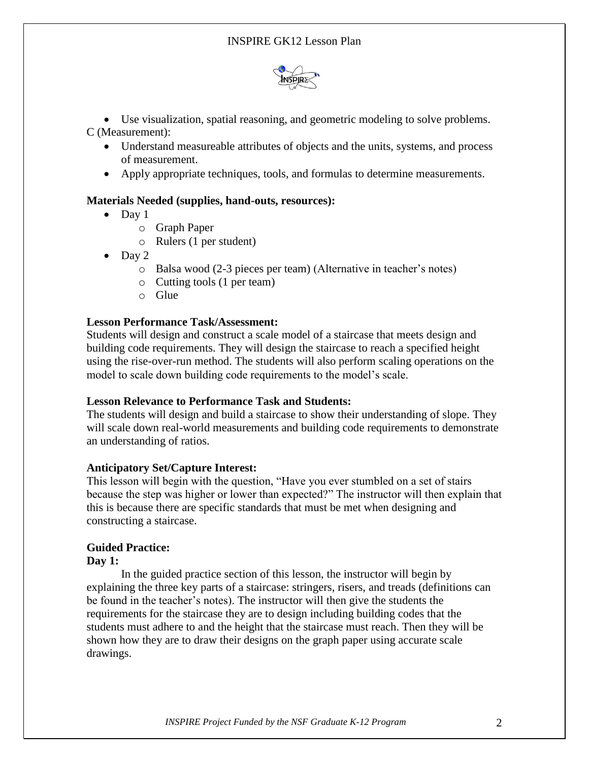- Use visualization, spatial reasoning, and geometric modeling to solve problems.

C (Measurement):

- Understand measureable attributes of objects and the units, systems, and process of measurement.
- Apply appropriate techniques, tools, and formulas to determine measurements.

**Materials Needed (supplies, hand-outs, resources):**

- Day 1
  - Graph Paper
  - Rulers (1 per student)
- Day 2
  - Balsa wood (2-3 pieces per team) (Alternative in teacher's notes)
  - Cutting tools (1 per team)
  - Glue

**Lesson Performance Task/Assessment:**
Students will design and construct a scale model of a staircase that meets design and building code requirements. They will design the staircase to reach a specified height using the rise-over-run method. The students will also perform scaling operations on the model to scale down building code requirements to the model's scale.

**Lesson Relevance to Performance Task and Students:**
The students will design and build a staircase to show their understanding of slope. They will scale down real-world measurements and building code requirements to demonstrate an understanding of ratios.

**Anticipatory Set/Capture Interest:**
This lesson will begin with the question, "Have you ever stumbled on a set of stairs because the step was higher or lower than expected?" The instructor will then explain that this is because there are specific standards that must be met when designing and constructing a staircase.

**Guided Practice:**

**Day 1:**

In the guided practice section of this lesson, the instructor will begin by explaining the three key parts of a staircase: stringers, risers, and treads (definitions can be found in the teacher's notes). The instructor will then give the students the requirements for the staircase they are to design including building codes that the students must adhere to and the height that the staircase must reach. Then they will be shown how they are to draw their designs on the graph paper using accurate scale drawings.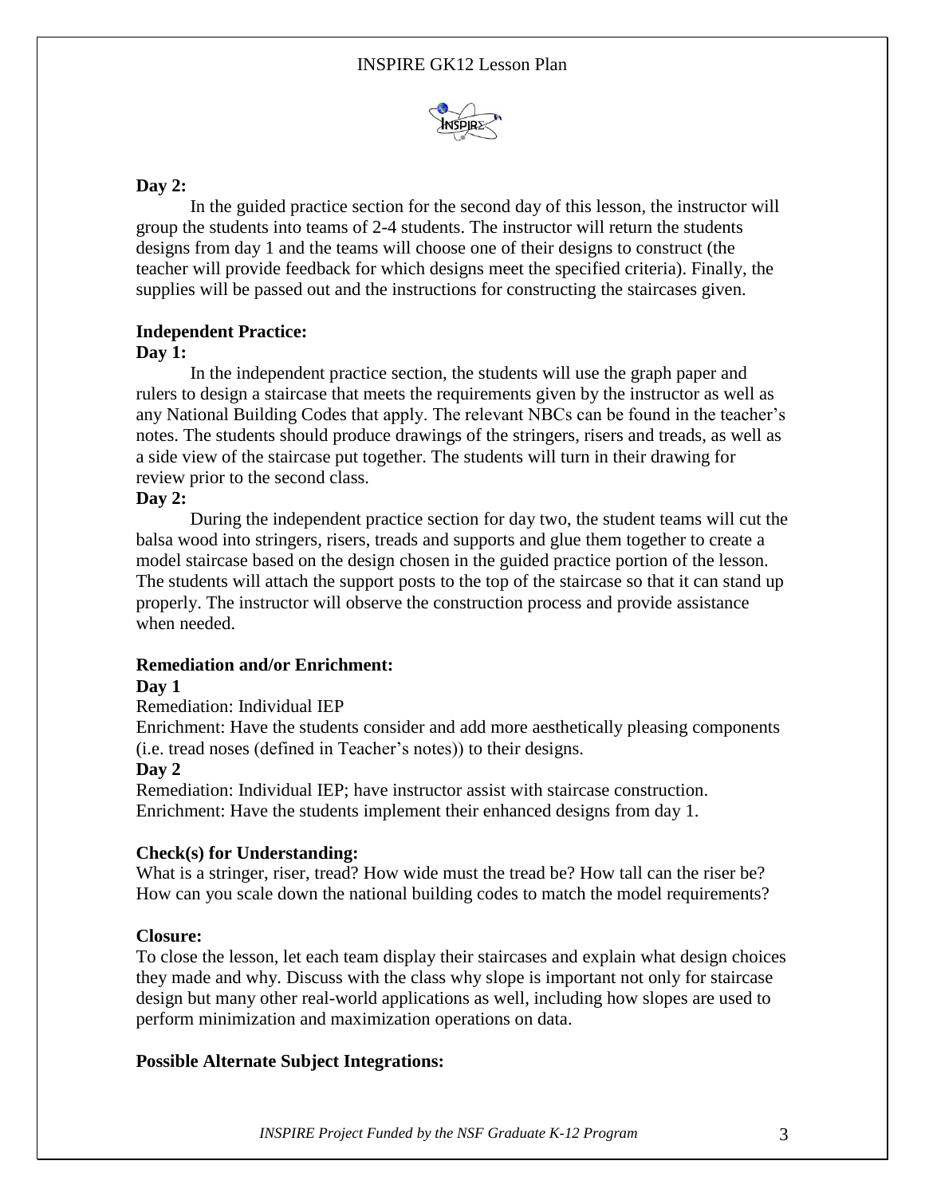**Day 2:**

In the guided practice section for the second day of this lesson, the instructor will group the students into teams of 2-4 students. The instructor will return the students designs from day 1 and the teams will choose one of their designs to construct (the teacher will provide feedback for which designs meet the specified criteria). Finally, the supplies will be passed out and the instructions for constructing the staircases given.

**Independent Practice:**

**Day 1:**

In the independent practice section, the students will use the graph paper and rulers to design a staircase that meets the requirements given by the instructor as well as any National Building Codes that apply. The relevant NBCs can be found in the teacher's notes. The students should produce drawings of the stringers, risers and treads, as well as a side view of the staircase put together. The students will turn in their drawing for review prior to the second class.

**Day 2:**

During the independent practice section for day two, the student teams will cut the balsa wood into stringers, risers, treads and supports and glue them together to create a model staircase based on the design chosen in the guided practice portion of the lesson. The students will attach the support posts to the top of the staircase so that it can stand up properly. The instructor will observe the construction process and provide assistance when needed.

**Remediation and/or Enrichment:**

**Day 1**

Remediation: Individual IEP

Enrichment: Have the students consider and add more aesthetically pleasing components (i.e. tread noses (defined in Teacher's notes)) to their designs.

**Day 2**

Remediation: Individual IEP; have instructor assist with staircase construction.

Enrichment: Have the students implement their enhanced designs from day 1.

**Check(s) for Understanding:**

What is a stringer, riser, tread? How wide must the tread be? How tall can the riser be? How can you scale down the national building codes to match the model requirements?

**Closure:**

To close the lesson, let each team display their staircases and explain what design choices they made and why. Discuss with the class why slope is important not only for staircase design but many other real-world applications as well, including how slopes are used to perform minimization and maximization operations on data.

**Possible Alternate Subject Integrations:**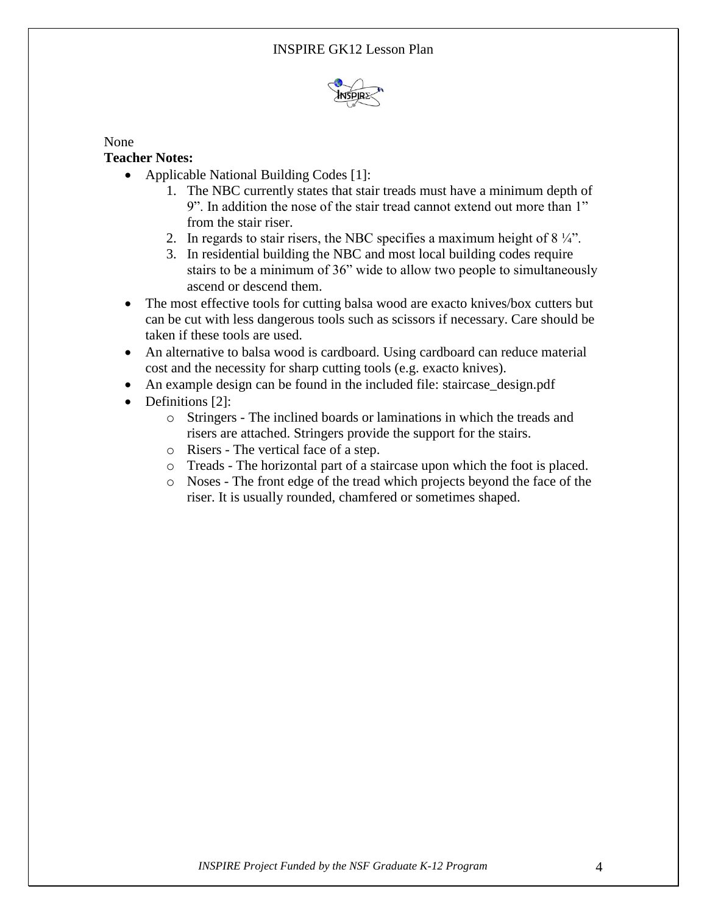None

**Teacher Notes:**

- Applicable National Building Codes [1]:
  1. The NBC currently states that stair treads must have a minimum depth of 9". In addition the nose of the stair tread cannot extend out more than 1" from the stair riser.
  2. In regards to stair risers, the NBC specifies a maximum height of 8 ¼".
  3. In residential building the NBC and most local building codes require stairs to be a minimum of 36" wide to allow two people to simultaneously ascend or descend them.
- The most effective tools for cutting balsa wood are exacto knives/box cutters but can be cut with less dangerous tools such as scissors if necessary. Care should be taken if these tools are used.
- An alternative to balsa wood is cardboard. Using cardboard can reduce material cost and the necessity for sharp cutting tools (e.g. exacto knives).
- An example design can be found in the included file: staircase_design.pdf
- Definitions [2]:
  - Stringers - The inclined boards or laminations in which the treads and risers are attached. Stringers provide the support for the stairs.
  - Risers - The vertical face of a step.
  - Treads - The horizontal part of a staircase upon which the foot is placed.
  - Noses - The front edge of the tread which projects beyond the face of the riser. It is usually rounded, chamfered or sometimes shaped.